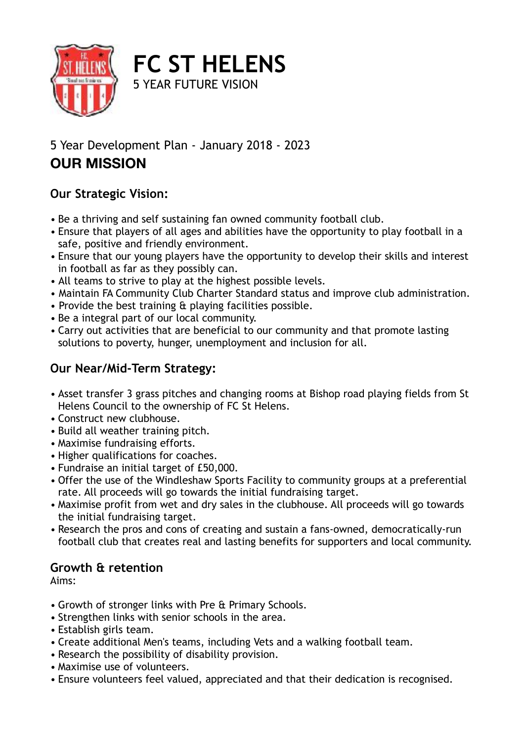# FC ST HELENS

5 YEAR FUTURE VISION

5 Year Development Plan - January 2018 - 2023

## OUR MISSION

### Our Strategic Vision:

- Be a thriving and self sustaining fan owned community football club.
- Ensure that players of all ages and abilities have the opportunity to play football in a safe, positive and friendly environment.
- Ensure that our young players have the opportunity to develop their skills and interest in football as far as they possibly can.
- All teams to strive to play at the highest possible levels.
- Maintain FA Community Club Charter Standard status and improve club administration.
- Provide the best training & playing facilities possible.
- Be a integral part of our local community.
- Carry out activities that are beneficial to our community and that promote lasting solutions to poverty, hunger, unemployment and inclusion for all.

### Our Near/Mid-Term Strategy:

- Asset transfer 3 grass pitches and changing rooms at Bishop road playing fields from St Helens Council to the ownership of FC St Helens.
- Construct new clubhouse.
- Build all weather training pitch.
- Maximise fundraising efforts.
- Higher qualifications for coaches.
- Fundraise an initial target of £50,000.
- Offer the use of the Windleshaw Sports Facility to community groups at a preferential rate. All proceeds will go towards the initial fundraising target.
- Maximise profit from wet and dry sales in the clubhouse. All proceeds will go towards the initial fundraising target.
- Research the pros and cons of creating and sustain a fans-owned, democratically-run football club that creates real and lasting benefits for supporters and local community.

### Growth & retention

Aims:

- Growth of stronger links with Pre & Primary Schools.
- Strengthen links with senior schools in the area.
- Establish girls team.
- Create additional Men's teams, including Vets and a walking football team.
- Research the possibility of disability provision.
- Maximise use of volunteers.
- Ensure volunteers feel valued, appreciated and that their dedication is recognised.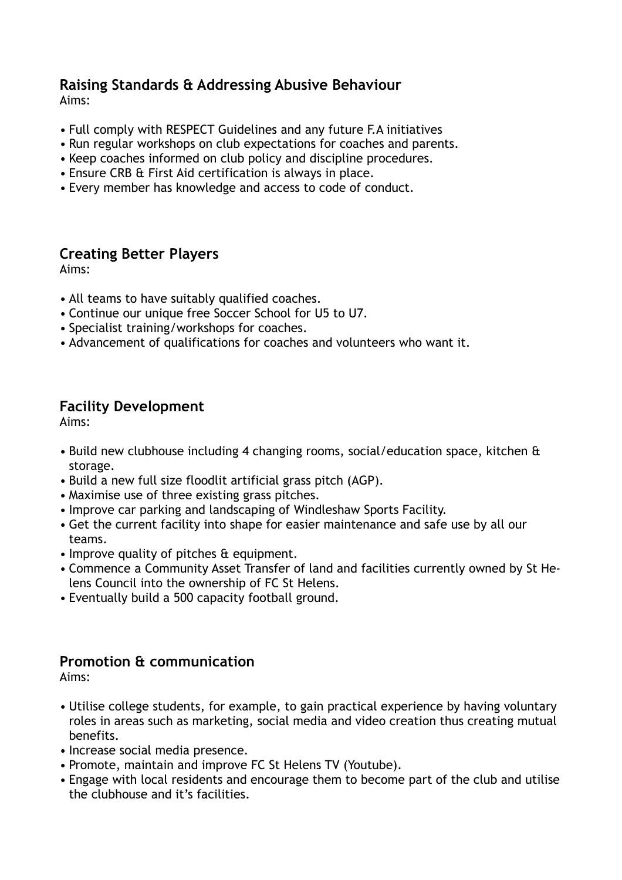## Raising Standards & Addressing Abusive Behaviour

Aims:

- Full comply with RESPECT Guidelines and any future F.A initiatives
- Run regular workshops on club expectations for coaches and parents.
- Keep coaches informed on club policy and discipline procedures.
- Ensure CRB & First Aid certification is always in place.
- Every member has knowledge and access to code of conduct.

## Creating Better Players

Aims:

- All teams to have suitably qualified coaches.
- Continue our unique free Soccer School for U5 to U7.
- Specialist training/workshops for coaches.
- Advancement of qualifications for coaches and volunteers who want it.

## Facility Development

Aims:

- Build new clubhouse including 4 changing rooms, social/education space, kitchen & storage.
- Build a new full size floodlit artificial grass pitch (AGP).
- Maximise use of three existing grass pitches.
- Improve car parking and landscaping of Windleshaw Sports Facility.
- Get the current facility into shape for easier maintenance and safe use by all our teams.
- Improve quality of pitches & equipment.
- Commence a Community Asset Transfer of land and facilities currently owned by St Helens Council into the ownership of FC St Helens.
- Eventually build a 500 capacity football ground.

## Promotion & communication

Aims:

- Utilise college students, for example, to gain practical experience by having voluntary roles in areas such as marketing, social media and video creation thus creating mutual benefits.
- Increase social media presence.
- Promote, maintain and improve FC St Helens TV (Youtube).
- Engage with local residents and encourage them to become part of the club and utilise the clubhouse and it's facilities.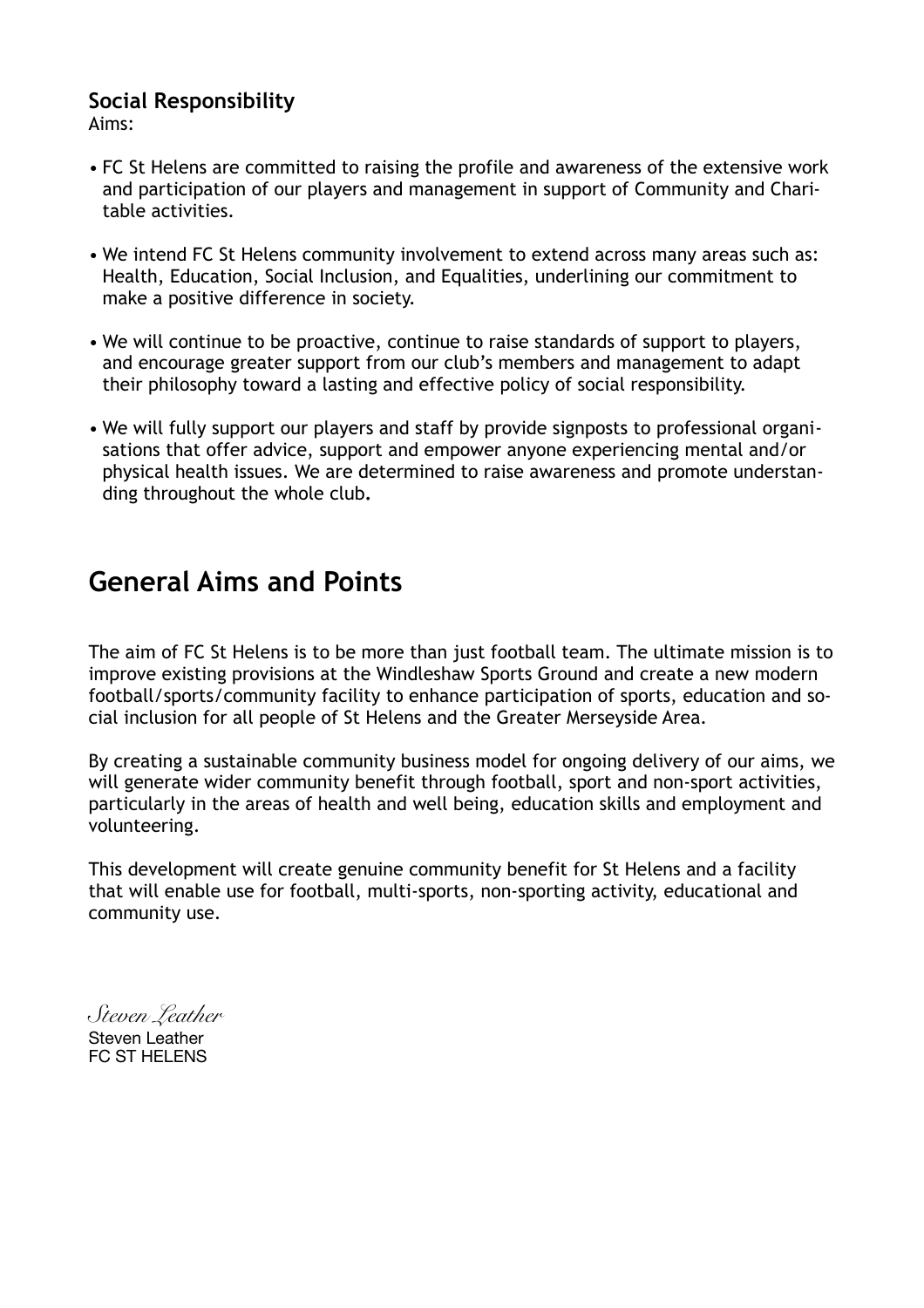**Social Responsibility**

Aims:

- FC St Helens are committed to raising the profile and awareness of the extensive work and participation of our players and management in support of Community and Charitable activities.

- We intend FC St Helens community involvement to extend across many areas such as: Health, Education, Social Inclusion, and Equalities, underlining our commitment to make a positive difference in society.

- We will continue to be proactive, continue to raise standards of support to players, and encourage greater support from our club's members and management to adapt their philosophy toward a lasting and effective policy of social responsibility.

- We will fully support our players and staff by provide signposts to professional organisations that offer advice, support and empower anyone experiencing mental and/or physical health issues. We are determined to raise awareness and promote understanding throughout the whole club**.**

## General Aims and Points

The aim of FC St Helens is to be more than just football team. The ultimate mission is to improve existing provisions at the Windleshaw Sports Ground and create a new modern football/sports/community facility to enhance participation of sports, education and social inclusion for all people of St Helens and the Greater Merseyside Area.

By creating a sustainable community business model for ongoing delivery of our aims, we will generate wider community benefit through football, sport and non-sport activities, particularly in the areas of health and well being, education skills and employment and volunteering.

This development will create genuine community benefit for St Helens and a facility that will enable use for football, multi-sports, non-sporting activity, educational and community use.

*Steven Leather*

Steven Leather
FC ST HELENS